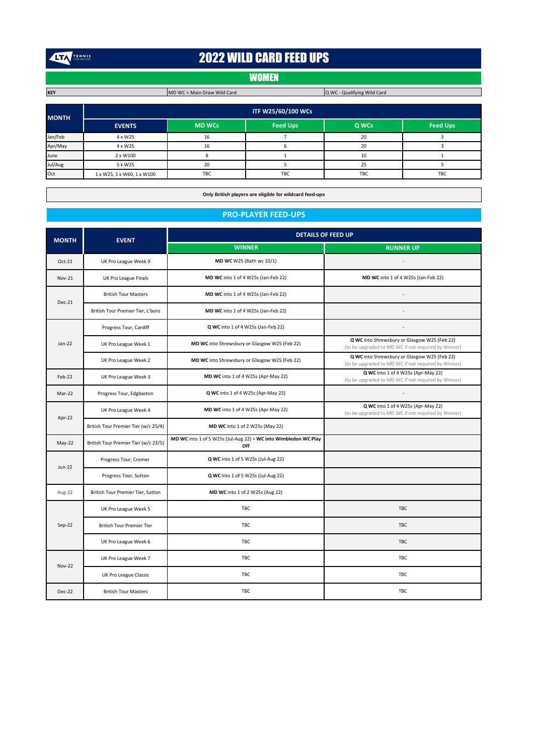# 2022 WILD CARD FEED UPS

## WOMEN

| KEY | MD WC = Main Draw Wild Card | Q WC - Qualifying Wild Card |
|---|---|---|

| MONTH | ITF W25/60/100 WCs | | | | |
|---|---|---|---|---|---|
| | EVENTS | MD WCs | Feed Ups | Q WCs | Feed Ups |
| Jan/Feb | 4 x W25 | 16 | 7 | 20 | 3 |
| Apr/May | 4 x W25 | 16 | 6 | 20 | 3 |
| June | 2 x W100 | 8 | 1 | 10 | 1 |
| Jul/Aug | 5 x W25 | 20 | 5 | 25 | 5 |
| Oct | 1 x W25, 1 x W60, 1 x W100 | TBC | TBC | TBC | TBC |

**Only British players are eligible for wildcard feed-ups**

## PRO-PLAYER FEED-UPS

| MONTH | EVENT | DETAILS OF FEED UP | |
|---|---|---|---|
| | | WINNER | RUNNER UP |
| Oct-21 | UK Pro League Week 9 | **MD WC** W25 (Bath wc 10/1) | - |
| Nov-21 | UK Pro League Finals | **MD WC** into 1 of 4 W25s (Jan-Feb 22) | **MD WC** into 1 of 4 W25s (Jan-Feb 22) |
| Dec-21 | British Tour Masters | **MD WC** into 1 of 4 W25s (Jan-Feb 22) | - |
| | British Tour Premier Tier, L'boro | **MD WC** into 1 of 4 W25s (Jan-Feb 22) | - |
| Jan-22 | Progress Tour, Cardiff | **Q WC** into 1 of 4 W25s (Jan-Feb 22) | - |
| | UK Pro League Week 1 | **MD WC** into Shrewsbury or Glasgow W25 (Feb 22) | **Q WC** into Shrewsbury or Glasgow W25 (Feb 22) (to be upgraded to MD WC if not required by Winner) |
| | UK Pro League Week 2 | **MD WC** into Shrewsbury or Glasgow W25 (Feb 22) | **Q WC** into Shrewsbury or Glasgow W25 (Feb 22) (to be upgraded to MD WC if not required by Winner) |
| Feb-22 | UK Pro League Week 3 | **MD WC** into 1 of 4 W25s (Apr-May 22) | **Q WC** into 1 of 4 W25s (Apr-May 22) (to be upgraded to MD WC if not required by Winner) |
| Mar-22 | Progress Tour, Edgbaston | **Q WC** into 1 of 4 W25s (Apr-May 22) | - |
| Apr-22 | UK Pro League Week 4 | **MD WC** into 1 of 4 W25s (Apr-May 22) | **Q WC** into 1 of 4 W25s (Apr-May 22) (to be upgraded to MD WC if not required by Winner) |
| | British Tour Premier Tier (w/c 25/4) | **MD WC** into 1 of 2 W25s (May 22) | |
| May-22 | British Tour Premier Tier (w/c 23/5) | **MD WC** into 1 of 5 W25s (Jul-Aug 22) + **WC into Wimbledon WC Play Off** | |
| Jun-22 | Progress Tour, Cromer | **Q WC** into 1 of 5 W25s (Jul-Aug 22) | |
| | Progress Tour, Sutton | **Q WC** into 1 of 5 W25s (Jul-Aug 22) | |
| Aug-22 | British Tour Premier Tier, Sutton | **MD WC** into 1 of 2 W25s (Aug 22) | |
| Sep-22 | UK Pro League Week 5 | TBC | TBC |
| | British Tour Premier Tier | TBC | TBC |
| | UK Pro League Week 6 | TBC | TBC |
| Nov-22 | UK Pro League Week 7 | TBC | TBC |
| | UK Pro League Classic | TBC | TBC |
| Dec-22 | British Tour Masters | TBC | TBC |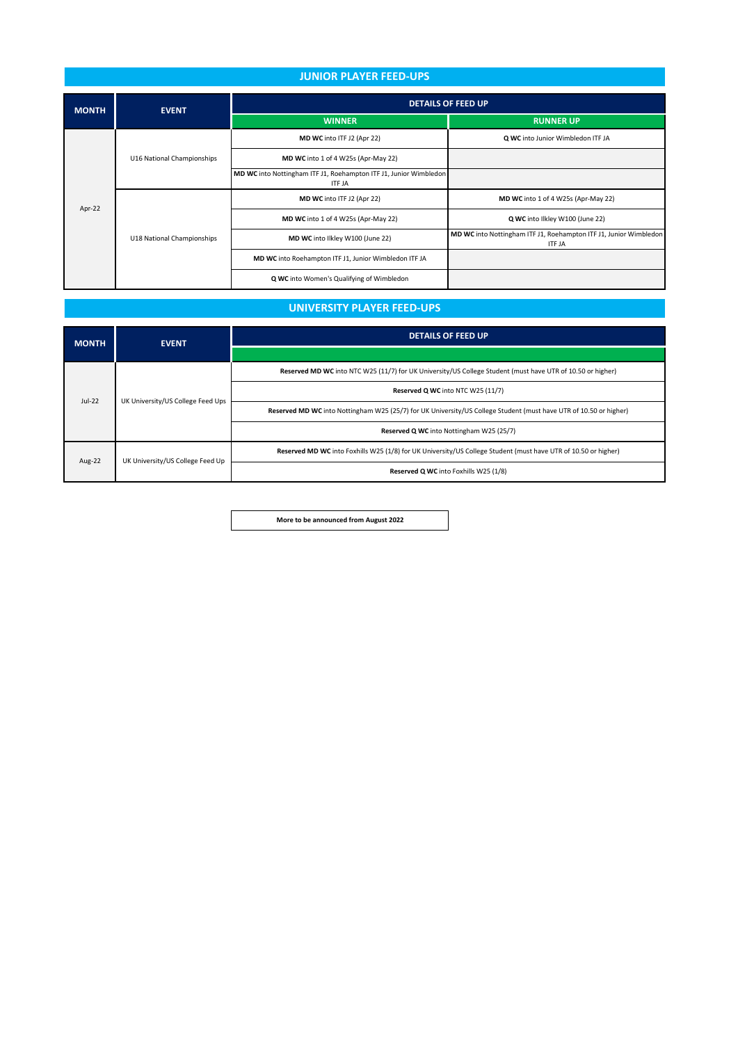## JUNIOR PLAYER FEED-UPS

| MONTH | EVENT | DETAILS OF FEED UP | |
|---|---|---|---|
| | | **WINNER** | **RUNNER UP** |
| Apr-22 | U16 National Championships | **MD WC** into ITF J2 (Apr 22) | **Q WC** into Junior Wimbledon ITF JA |
| | | **MD WC** into 1 of 4 W25s (Apr-May 22) | |
| | | **MD WC** into Nottingham ITF J1, Roehampton ITF J1, Junior Wimbledon ITF JA | |
| | U18 National Championships | **MD WC** into ITF J2 (Apr 22) | **MD WC** into 1 of 4 W25s (Apr-May 22) |
| | | **MD WC** into 1 of 4 W25s (Apr-May 22) | **Q WC** into Ilkley W100 (June 22) |
| | | **MD WC** into Ilkley W100 (June 22) | **MD WC** into Nottingham ITF J1, Roehampton ITF J1, Junior Wimbledon ITF JA |
| | | **MD WC** into Roehampton ITF J1, Junior Wimbledon ITF JA | |
| | | **Q WC** into Women's Qualifying of Wimbledon | |

## UNIVERSITY PLAYER FEED-UPS

| MONTH | EVENT | DETAILS OF FEED UP |
|---|---|---|
| Jul-22 | UK University/US College Feed Ups | **Reserved MD WC** into NTC W25 (11/7) for UK University/US College Student (must have UTR of 10.50 or higher) |
| | | **Reserved Q WC** into NTC W25 (11/7) |
| | | **Reserved MD WC** into Nottingham W25 (25/7) for UK University/US College Student (must have UTR of 10.50 or higher) |
| | | **Reserved Q WC** into Nottingham W25 (25/7) |
| Aug-22 | UK University/US College Feed Up | **Reserved MD WC** into Foxhills W25 (1/8) for UK University/US College Student (must have UTR of 10.50 or higher) |
| | | **Reserved Q WC** into Foxhills W25 (1/8) |

**More to be announced from August 2022**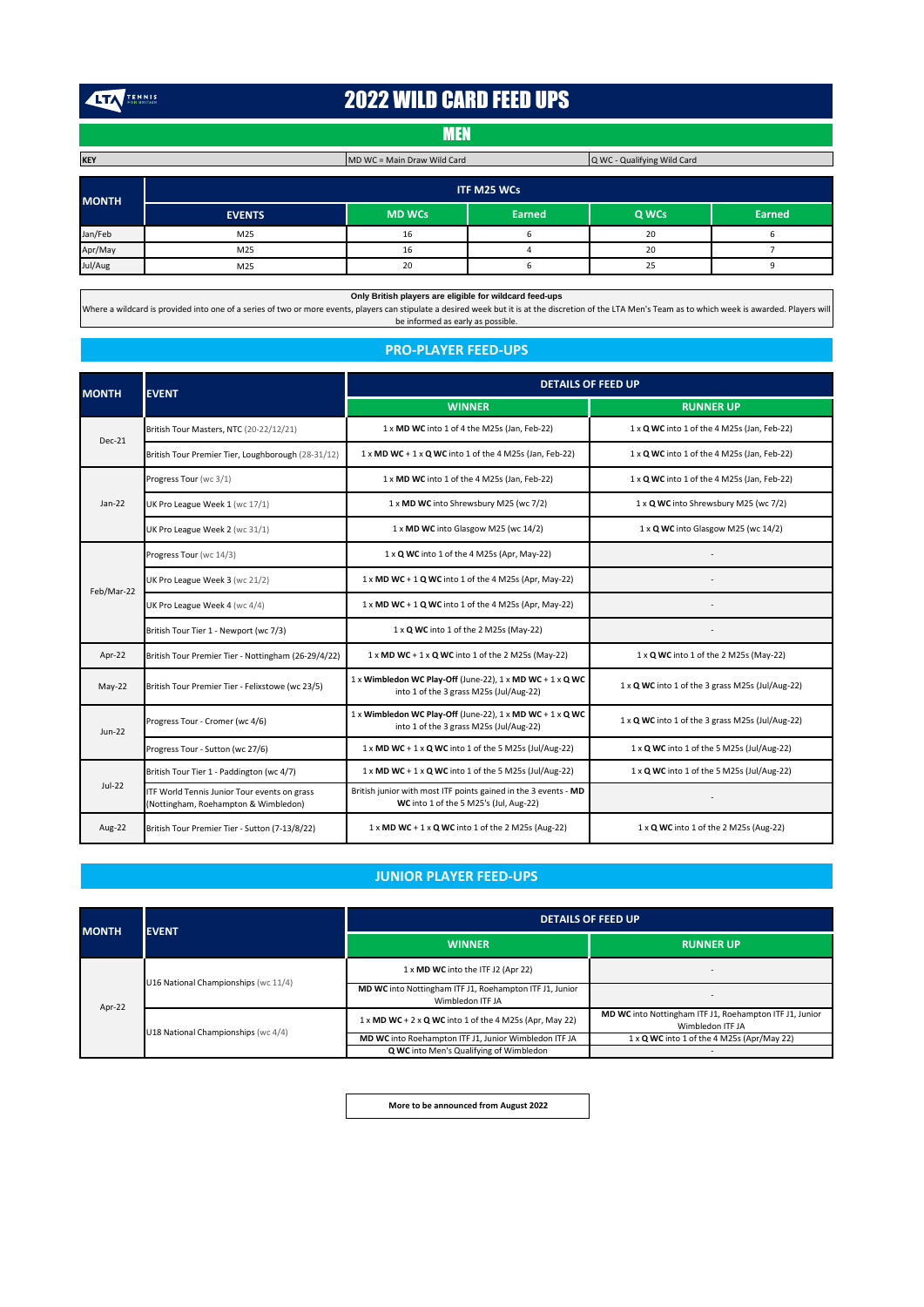# 2022 WILD CARD FEED UPS

## MEN

| KEY | MD WC = Main Draw Wild Card | Q WC - Qualifying Wild Card |
|---|---|---|

| MONTH | ITF M25 WCs | | | | |
|---|---|---|---|---|---|
| | EVENTS | MD WCs | Earned | Q WCs | Earned |
| Jan/Feb | M25 | 16 | 6 | 20 | 6 |
| Apr/May | M25 | 16 | 4 | 20 | 7 |
| Jul/Aug | M25 | 20 | 6 | 25 | 9 |

**Only British players are eligible for wildcard feed-ups**

Where a wildcard is provided into one of a series of two or more events, players can stipulate a desired week but it is at the discretion of the LTA Men's Team as to which week is awarded. Players will be informed as early as possible.

## PRO-PLAYER FEED-UPS

| MONTH | EVENT | DETAILS OF FEED UP | |
|---|---|---|---|
| | | WINNER | RUNNER UP |
| Dec-21 | British Tour Masters, NTC (20-22/12/21) | 1 x **MD WC** into 1 of 4 the M25s (Jan, Feb-22) | 1 x **Q WC** into 1 of the 4 M25s (Jan, Feb-22) |
| | British Tour Premier Tier, Loughborough (28-31/12) | 1 x **MD WC** + 1 x **Q WC** into 1 of the 4 M25s (Jan, Feb-22) | 1 x **Q WC** into 1 of the 4 M25s (Jan, Feb-22) |
| Jan-22 | Progress Tour (wc 3/1) | 1 x **MD WC** into 1 of the 4 M25s (Jan, Feb-22) | 1 x **Q WC** into 1 of the 4 M25s (Jan, Feb-22) |
| | UK Pro League Week 1 (wc 17/1) | 1 x **MD WC** into Shrewsbury M25 (wc 7/2) | 1 x **Q WC** into Shrewsbury M25 (wc 7/2) |
| | UK Pro League Week 2 (wc 31/1) | 1 x **MD WC** into Glasgow M25 (wc 14/2) | 1 x **Q WC** into Glasgow M25 (wc 14/2) |
| Feb/Mar-22 | Progress Tour (wc 14/3) | 1 x **Q WC** into 1 of the 4 M25s (Apr, May-22) | - |
| | UK Pro League Week 3 (wc 21/2) | 1 x **MD WC** + 1 **Q WC** into 1 of the 4 M25s (Apr, May-22) | - |
| | UK Pro League Week 4 (wc 4/4) | 1 x **MD WC** + 1 **Q WC** into 1 of the 4 M25s (Apr, May-22) | - |
| | British Tour Tier 1 - Newport (wc 7/3) | 1 x **Q WC** into 1 of the 2 M25s (May-22) | - |
| Apr-22 | British Tour Premier Tier - Nottingham (26-29/4/22) | 1 x **MD WC** + 1 x **Q WC** into 1 of the 2 M25s (May-22) | 1 x **Q WC** into 1 of the 2 M25s (May-22) |
| May-22 | British Tour Premier Tier - Felixstowe (wc 23/5) | 1 x **Wimbledon WC Play-Off** (June-22), 1 x **MD WC** + 1 x **Q WC** into 1 of the 3 grass M25s (Jul/Aug-22) | 1 x **Q WC** into 1 of the 3 grass M25s (Jul/Aug-22) |
| Jun-22 | Progress Tour - Cromer (wc 4/6) | 1 x **Wimbledon WC Play-Off** (June-22), 1 x **MD WC** + 1 x **Q WC** into 1 of the 3 grass M25s (Jul/Aug-22) | 1 x **Q WC** into 1 of the 3 grass M25s (Jul/Aug-22) |
| | Progress Tour - Sutton (wc 27/6) | 1 x **MD WC** + 1 x **Q WC** into 1 of the 5 M25s (Jul/Aug-22) | 1 x **Q WC** into 1 of the 5 M25s (Jul/Aug-22) |
| Jul-22 | British Tour Tier 1 - Paddington (wc 4/7) | 1 x **MD WC** + 1 x **Q WC** into 1 of the 5 M25s (Jul/Aug-22) | 1 x **Q WC** into 1 of the 5 M25s (Jul/Aug-22) |
| | ITF World Tennis Junior Tour events on grass (Nottingham, Roehampton & Wimbledon) | British junior with most ITF points gained in the 3 events - **MD WC** into 1 of the 5 M25's (Jul, Aug-22) | - |
| Aug-22 | British Tour Premier Tier - Sutton (7-13/8/22) | 1 x **MD WC** + 1 x **Q WC** into 1 of the 2 M25s (Aug-22) | 1 x **Q WC** into 1 of the 2 M25s (Aug-22) |

## JUNIOR PLAYER FEED-UPS

| MONTH | EVENT | DETAILS OF FEED UP | |
|---|---|---|---|
| | | WINNER | RUNNER UP |
| Apr-22 | U16 National Championships (wc 11/4) | 1 x **MD WC** into the ITF J2 (Apr 22) | - |
| | | **MD WC** into Nottingham ITF J1, Roehampton ITF J1, Junior Wimbledon ITF JA | - |
| | U18 National Championships (wc 4/4) | 1 x **MD WC** + 2 x **Q WC** into 1 of the 4 M25s (Apr, May 22) | **MD WC** into Nottingham ITF J1, Roehampton ITF J1, Junior Wimbledon ITF JA |
| | | **MD WC** into Roehampton ITF J1, Junior Wimbledon ITF JA | 1 x **Q WC** into 1 of the 4 M25s (Apr/May 22) |
| | | **Q WC** into Men's Qualifying of Wimbledon | - |

**More to be announced from August 2022**